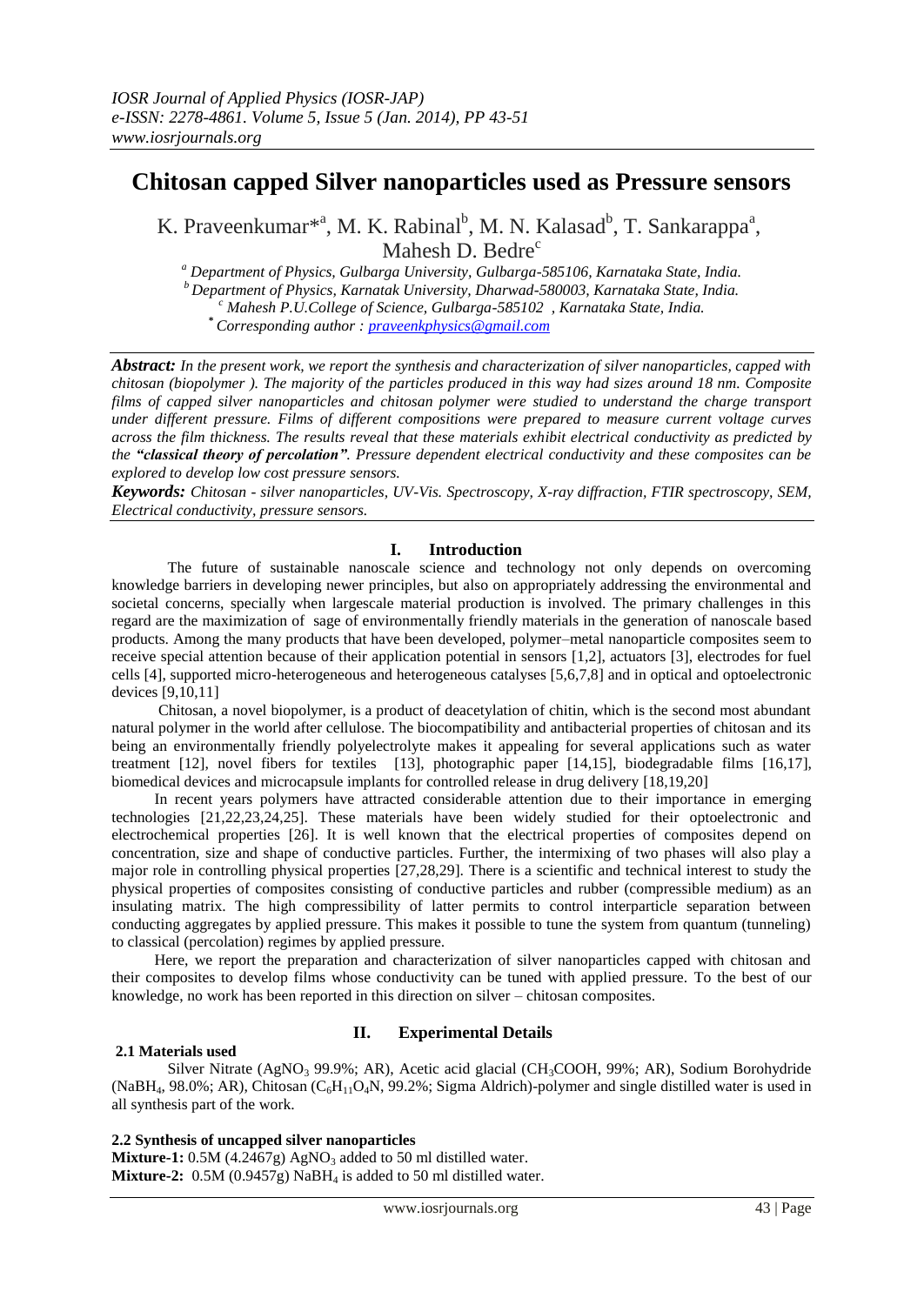# Chitosan capped Silver nanoparticles used as Pressure sensors

K. Praveenkumar*[a], M. K. Rabinal[b], M. N. Kalasad[b], T. Sankarappa[a], Mahesh D. Bedre[c]

[a] *Department of Physics, Gulbarga University, Gulbarga-585106, Karnataka State, India.*
[b] *Department of Physics, Karnatak University, Dharwad-580003, Karnataka State, India.*
[c] *Mahesh P.U.College of Science, Gulbarga-585102 , Karnataka State, India.*
[*] *Corresponding author : praveenkphysics@gmail.com*

***Abstract:*** *In the present work, we report the synthesis and characterization of silver nanoparticles, capped with chitosan (biopolymer ). The majority of the particles produced in this way had sizes around 18 nm. Composite films of capped silver nanoparticles and chitosan polymer were studied to understand the charge transport under different pressure. Films of different compositions were prepared to measure current voltage curves across the film thickness. The results reveal that these materials exhibit electrical conductivity as predicted by the **"classical theory of percolation"**. Pressure dependent electrical conductivity and these composites can be explored to develop low cost pressure sensors.*

***Keywords:*** *Chitosan - silver nanoparticles, UV-Vis. Spectroscopy, X-ray diffraction, FTIR spectroscopy, SEM, Electrical conductivity, pressure sensors.*

## I. Introduction

The future of sustainable nanoscale science and technology not only depends on overcoming knowledge barriers in developing newer principles, but also on appropriately addressing the environmental and societal concerns, specially when largescale material production is involved. The primary challenges in this regard are the maximization of sage of environmentally friendly materials in the generation of nanoscale based products. Among the many products that have been developed, polymer–metal nanoparticle composites seem to receive special attention because of their application potential in sensors [1,2], actuators [3], electrodes for fuel cells [4], supported micro-heterogeneous and heterogeneous catalyses [5,6,7,8] and in optical and optoelectronic devices [9,10,11]

Chitosan, a novel biopolymer, is a product of deacetylation of chitin, which is the second most abundant natural polymer in the world after cellulose. The biocompatibility and antibacterial properties of chitosan and its being an environmentally friendly polyelectrolyte makes it appealing for several applications such as water treatment [12], novel fibers for textiles [13], photographic paper [14,15], biodegradable films [16,17], biomedical devices and microcapsule implants for controlled release in drug delivery [18,19,20]

In recent years polymers have attracted considerable attention due to their importance in emerging technologies [21,22,23,24,25]. These materials have been widely studied for their optoelectronic and electrochemical properties [26]. It is well known that the electrical properties of composites depend on concentration, size and shape of conductive particles. Further, the intermixing of two phases will also play a major role in controlling physical properties [27,28,29]. There is a scientific and technical interest to study the physical properties of composites consisting of conductive particles and rubber (compressible medium) as an insulating matrix. The high compressibility of latter permits to control interparticle separation between conducting aggregates by applied pressure. This makes it possible to tune the system from quantum (tunneling) to classical (percolation) regimes by applied pressure.

Here, we report the preparation and characterization of silver nanoparticles capped with chitosan and their composites to develop films whose conductivity can be tuned with applied pressure. To the best of our knowledge, no work has been reported in this direction on silver – chitosan composites.

## II. Experimental Details

### 2.1 Materials used

Silver Nitrate ($AgNO_3$ 99.9%; AR), Acetic acid glacial ($CH_3COOH$, 99%; AR), Sodium Borohydride ($NaBH_4$, 98.0%; AR), Chitosan ($C_6H_{11}O_4N$, 99.2%; Sigma Aldrich)-polymer and single distilled water is used in all synthesis part of the work.

### 2.2 Synthesis of uncapped silver nanoparticles

**Mixture-1:** 0.5M (4.2467g) $AgNO_3$ added to 50 ml distilled water.
**Mixture-2:** 0.5M (0.9457g) $NaBH_4$ is added to 50 ml distilled water.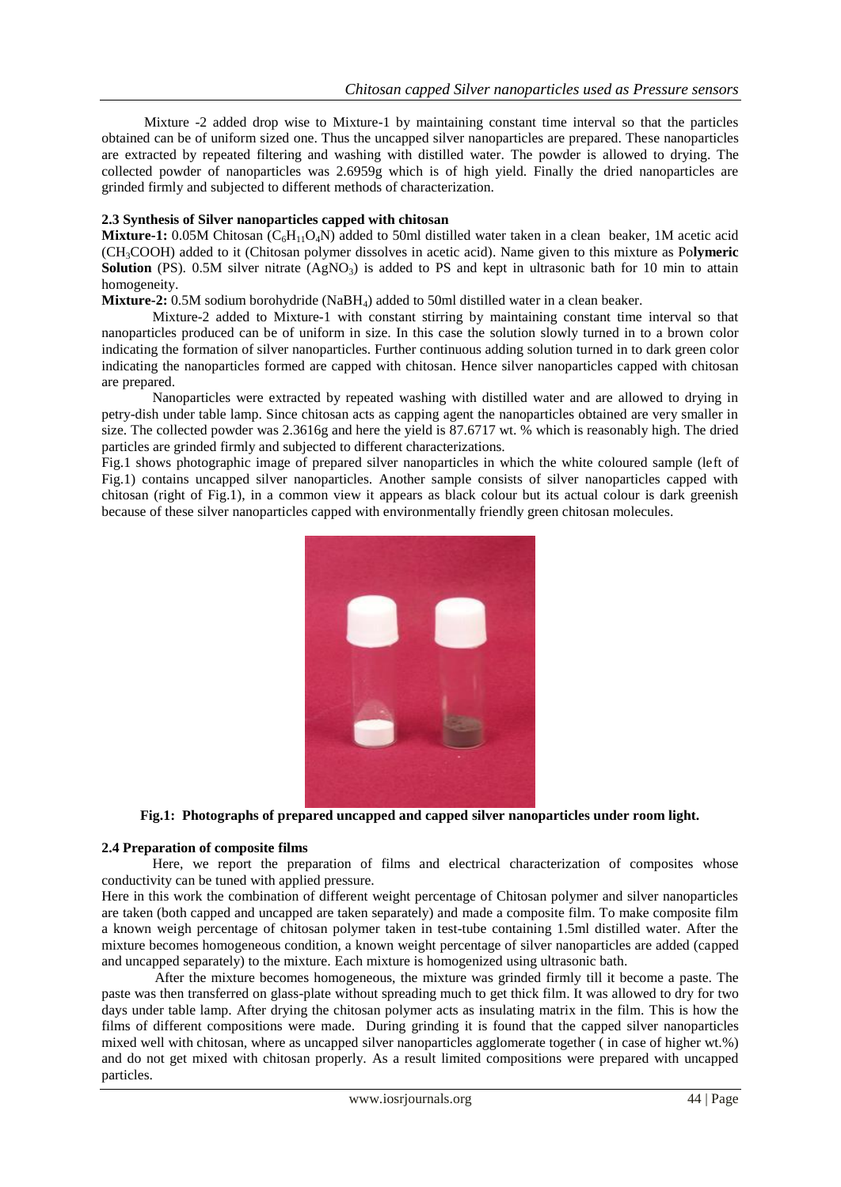Mixture -2 added drop wise to Mixture-1 by maintaining constant time interval so that the particles obtained can be of uniform sized one. Thus the uncapped silver nanoparticles are prepared. These nanoparticles are extracted by repeated filtering and washing with distilled water. The powder is allowed to drying. The collected powder of nanoparticles was 2.6959g which is of high yield. Finally the dried nanoparticles are grinded firmly and subjected to different methods of characterization.

### 2.3 Synthesis of Silver nanoparticles capped with chitosan

**Mixture-1:** 0.05M Chitosan ($C_6H_{11}O_4N$) added to 50ml distilled water taken in a clean beaker, 1M acetic acid ($CH_3COOH$) added to it (Chitosan polymer dissolves in acetic acid). Name given to this mixture as Po**lymeric Solution** (PS). 0.5M silver nitrate ($AgNO_3$) is added to PS and kept in ultrasonic bath for 10 min to attain homogeneity.

**Mixture-2:** 0.5M sodium borohydride ($NaBH_4$) added to 50ml distilled water in a clean beaker.

Mixture-2 added to Mixture-1 with constant stirring by maintaining constant time interval so that nanoparticles produced can be of uniform in size. In this case the solution slowly turned in to a brown color indicating the formation of silver nanoparticles. Further continuous adding solution turned in to dark green color indicating the nanoparticles formed are capped with chitosan. Hence silver nanoparticles capped with chitosan are prepared.

Nanoparticles were extracted by repeated washing with distilled water and are allowed to drying in petry-dish under table lamp. Since chitosan acts as capping agent the nanoparticles obtained are very smaller in size. The collected powder was 2.3616g and here the yield is 87.6717 wt. % which is reasonably high. The dried particles are grinded firmly and subjected to different characterizations.

Fig.1 shows photographic image of prepared silver nanoparticles in which the white coloured sample (left of Fig.1) contains uncapped silver nanoparticles. Another sample consists of silver nanoparticles capped with chitosan (right of Fig.1), in a common view it appears as black colour but its actual colour is dark greenish because of these silver nanoparticles capped with environmentally friendly green chitosan molecules.

**Fig.1: Photographs of prepared uncapped and capped silver nanoparticles under room light.**

### 2.4 Preparation of composite films

Here, we report the preparation of films and electrical characterization of composites whose conductivity can be tuned with applied pressure.

Here in this work the combination of different weight percentage of Chitosan polymer and silver nanoparticles are taken (both capped and uncapped are taken separately) and made a composite film. To make composite film a known weigh percentage of chitosan polymer taken in test-tube containing 1.5ml distilled water. After the mixture becomes homogeneous condition, a known weight percentage of silver nanoparticles are added (capped and uncapped separately) to the mixture. Each mixture is homogenized using ultrasonic bath.

After the mixture becomes homogeneous, the mixture was grinded firmly till it become a paste. The paste was then transferred on glass-plate without spreading much to get thick film. It was allowed to dry for two days under table lamp. After drying the chitosan polymer acts as insulating matrix in the film. This is how the films of different compositions were made. During grinding it is found that the capped silver nanoparticles mixed well with chitosan, where as uncapped silver nanoparticles agglomerate together ( in case of higher wt.%) and do not get mixed with chitosan properly. As a result limited compositions were prepared with uncapped particles.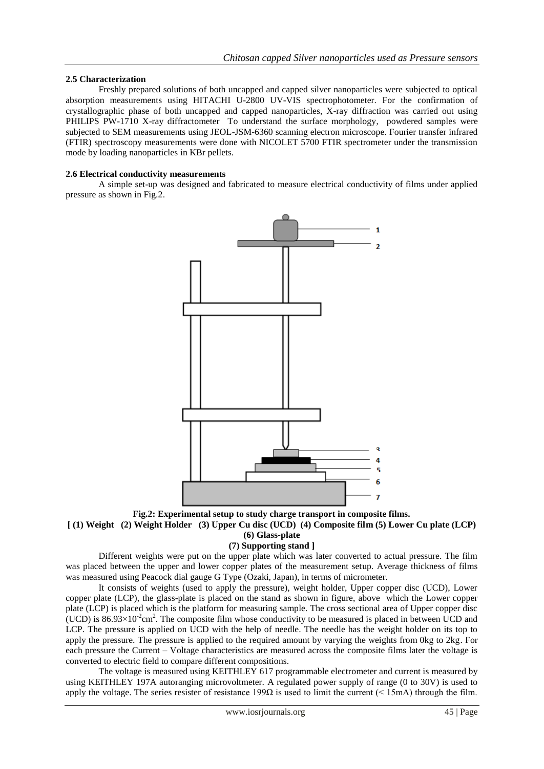### 2.5 Characterization

Freshly prepared solutions of both uncapped and capped silver nanoparticles were subjected to optical absorption measurements using HITACHI U-2800 UV-VIS spectrophotometer. For the confirmation of crystallographic phase of both uncapped and capped nanoparticles, X-ray diffraction was carried out using PHILIPS PW-1710 X-ray diffractometer To understand the surface morphology, powdered samples were subjected to SEM measurements using JEOL-JSM-6360 scanning electron microscope. Fourier transfer infrared (FTIR) spectroscopy measurements were done with NICOLET 5700 FTIR spectrometer under the transmission mode by loading nanoparticles in KBr pellets.

### 2.6 Electrical conductivity measurements

A simple set-up was designed and fabricated to measure electrical conductivity of films under applied pressure as shown in Fig.2.

**Fig.2: Experimental setup to study charge transport in composite films.**
**[ (1) Weight (2) Weight Holder (3) Upper Cu disc (UCD) (4) Composite film (5) Lower Cu plate (LCP) (6) Glass-plate (7) Supporting stand ]**

Different weights were put on the upper plate which was later converted to actual pressure. The film was placed between the upper and lower copper plates of the measurement setup. Average thickness of films was measured using Peacock dial gauge G Type (Ozaki, Japan), in terms of micrometer.

It consists of weights (used to apply the pressure), weight holder, Upper copper disc (UCD), Lower copper plate (LCP), the glass-plate is placed on the stand as shown in figure, above which the Lower copper plate (LCP) is placed which is the platform for measuring sample. The cross sectional area of Upper copper disc (UCD) is $86.93\times10^{-2}cm^2$. The composite film whose conductivity to be measured is placed in between UCD and LCP. The pressure is applied on UCD with the help of needle. The needle has the weight holder on its top to apply the pressure. The pressure is applied to the required amount by varying the weights from 0kg to 2kg. For each pressure the Current – Voltage characteristics are measured across the composite films later the voltage is converted to electric field to compare different compositions.

The voltage is measured using KEITHLEY 617 programmable electrometer and current is measured by using KEITHLEY 197A autoranging microvoltmeter. A regulated power supply of range (0 to 30V) is used to apply the voltage. The series resister of resistance 199Ω is used to limit the current (< 15mA) through the film.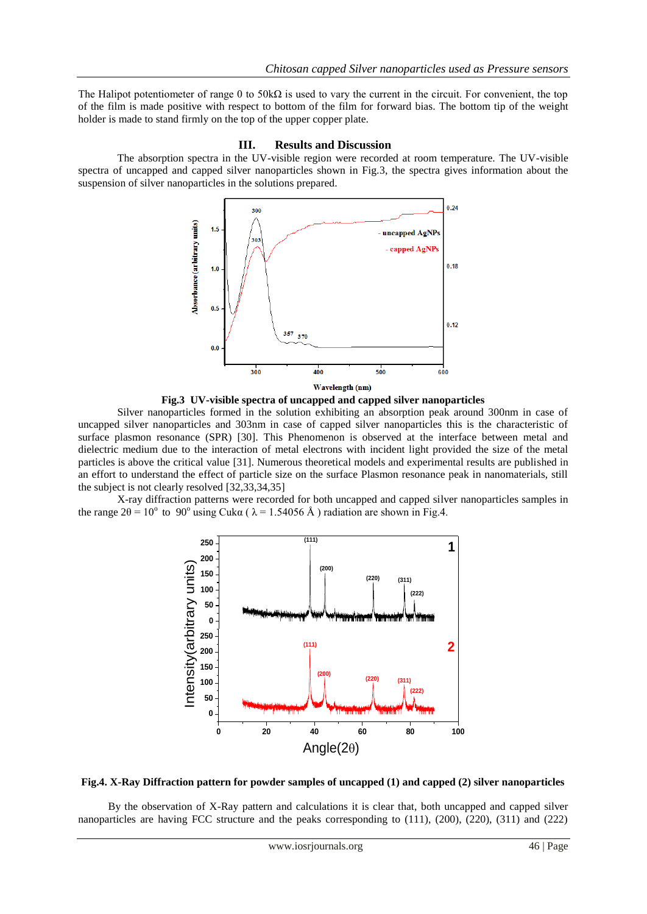The Halipot potentiometer of range 0 to 50kΩ is used to vary the current in the circuit. For convenient, the top of the film is made positive with respect to bottom of the film for forward bias. The bottom tip of the weight holder is made to stand firmly on the top of the upper copper plate.

## III. Results and Discussion

The absorption spectra in the UV-visible region were recorded at room temperature. The UV-visible spectra of uncapped and capped silver nanoparticles shown in Fig.3, the spectra gives information about the suspension of silver nanoparticles in the solutions prepared.

**Fig.3 UV-visible spectra of uncapped and capped silver nanoparticles**

Silver nanoparticles formed in the solution exhibiting an absorption peak around 300nm in case of uncapped silver nanoparticles and 303nm in case of capped silver nanoparticles this is the characteristic of surface plasmon resonance (SPR) [30]. This Phenomenon is observed at the interface between metal and dielectric medium due to the interaction of metal electrons with incident light provided the size of the metal particles is above the critical value [31]. Numerous theoretical models and experimental results are published in an effort to understand the effect of particle size on the surface Plasmon resonance peak in nanomaterials, still the subject is not clearly resolved [32,33,34,35]

X-ray diffraction patterns were recorded for both uncapped and capped silver nanoparticles samples in the range $2\theta = 10^o$ to $90^o$ using Cukα ( $\lambda = 1.54056$ Å ) radiation are shown in Fig.4.

**Fig.4. X-Ray Diffraction pattern for powder samples of uncapped (1) and capped (2) silver nanoparticles**

By the observation of X-Ray pattern and calculations it is clear that, both uncapped and capped silver nanoparticles are having FCC structure and the peaks corresponding to (111), (200), (220), (311) and (222)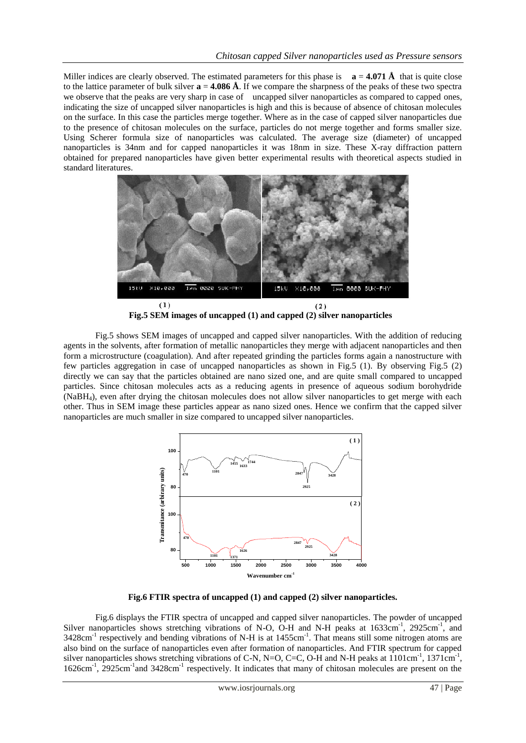Miller indices are clearly observed. The estimated parameters for this phase is **a** = **4.071 Å** that is quite close to the lattice parameter of bulk silver **a** = **4.086 Å**. If we compare the sharpness of the peaks of these two spectra we observe that the peaks are very sharp in case of uncapped silver nanoparticles as compared to capped ones, indicating the size of uncapped silver nanoparticles is high and this is because of absence of chitosan molecules on the surface. In this case the particles merge together. Where as in the case of capped silver nanoparticles due to the presence of chitosan molecules on the surface, particles do not merge together and forms smaller size. Using Scherer formula size of nanoparticles was calculated. The average size (diameter) of uncapped nanoparticles is 34nm and for capped nanoparticles it was 18nm in size. These X-ray diffraction pattern obtained for prepared nanoparticles have given better experimental results with theoretical aspects studied in standard literatures.

**Fig.5 SEM images of uncapped (1) and capped (2) silver nanoparticles**

Fig.5 shows SEM images of uncapped and capped silver nanoparticles. With the addition of reducing agents in the solvents, after formation of metallic nanoparticles they merge with adjacent nanoparticles and then form a microstructure (coagulation). And after repeated grinding the particles forms again a nanostructure with few particles aggregation in case of uncapped nanoparticles as shown in Fig.5 (1). By observing Fig.5 (2) directly we can say that the particles obtained are nano sized one, and are quite small compared to uncapped particles. Since chitosan molecules acts as a reducing agents in presence of aqueous sodium borohydride ($NaBH_4$), even after drying the chitosan molecules does not allow silver nanoparticles to get merge with each other. Thus in SEM image these particles appear as nano sized ones. Hence we confirm that the capped silver nanoparticles are much smaller in size compared to uncapped silver nanoparticles.

**Fig.6 FTIR spectra of uncapped (1) and capped (2) silver nanoparticles.**

Fig.6 displays the FTIR spectra of uncapped and capped silver nanoparticles. The powder of uncapped Silver nanoparticles shows stretching vibrations of N-O, O-H and N-H peaks at 1633cm$^{-1}$, 2925cm$^{-1}$, and 3428cm$^{-1}$ respectively and bending vibrations of N-H is at 1455cm$^{-1}$. That means still some nitrogen atoms are also bind on the surface of nanoparticles even after formation of nanoparticles. And FTIR spectrum for capped silver nanoparticles shows stretching vibrations of C-N, N=O, C=C, O-H and N-H peaks at 1101cm$^{-1}$, 1371cm$^{-1}$, 1626cm$^{-1}$, 2925cm$^{-1}$and 3428cm$^{-1}$ respectively. It indicates that many of chitosan molecules are present on the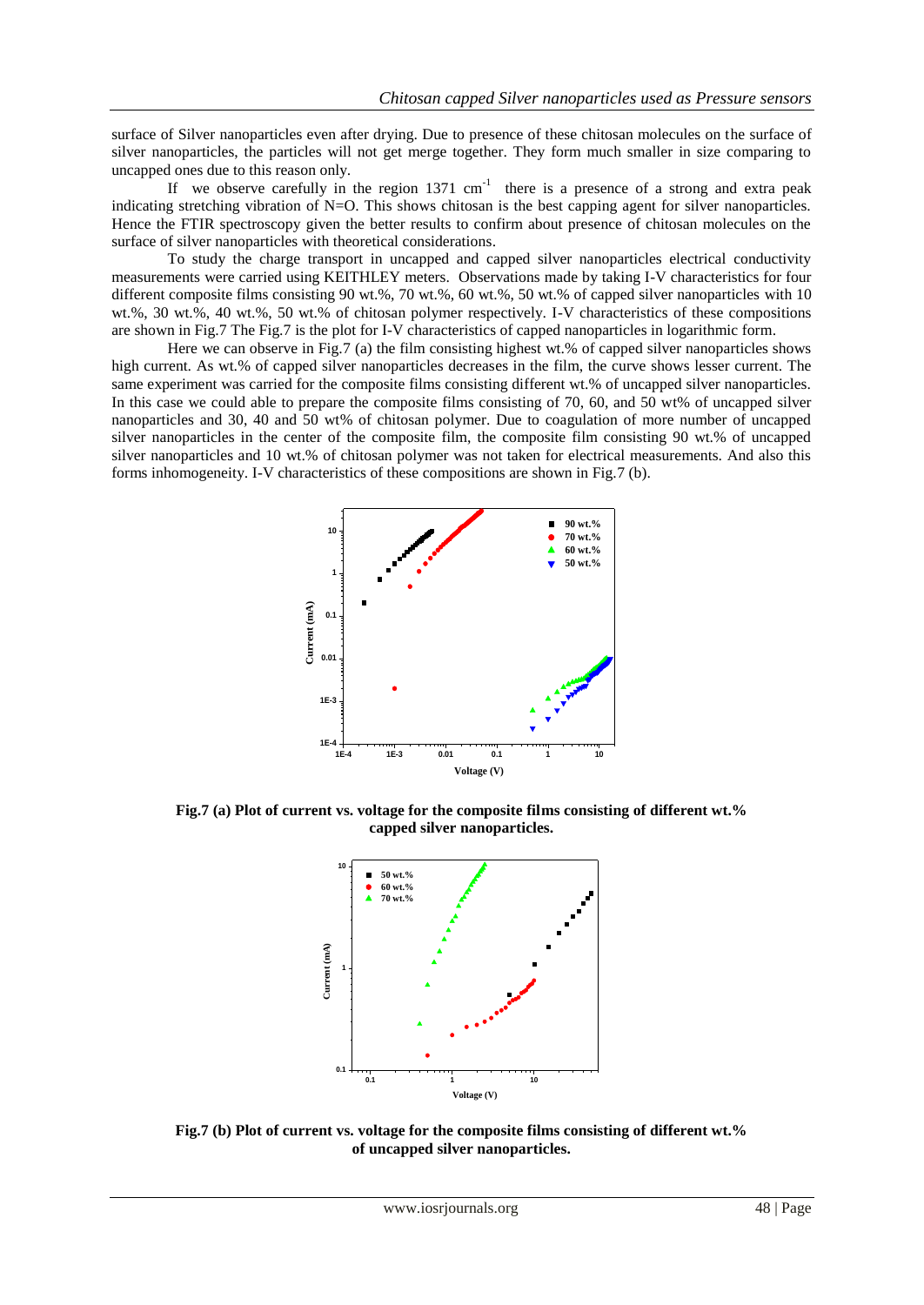surface of Silver nanoparticles even after drying. Due to presence of these chitosan molecules on the surface of silver nanoparticles, the particles will not get merge together. They form much smaller in size comparing to uncapped ones due to this reason only.

If we observe carefully in the region 1371 $cm^{-1}$ there is a presence of a strong and extra peak indicating stretching vibration of N=O. This shows chitosan is the best capping agent for silver nanoparticles. Hence the FTIR spectroscopy given the better results to confirm about presence of chitosan molecules on the surface of silver nanoparticles with theoretical considerations.

To study the charge transport in uncapped and capped silver nanoparticles electrical conductivity measurements were carried using KEITHLEY meters. Observations made by taking I-V characteristics for four different composite films consisting 90 wt.%, 70 wt.%, 60 wt.%, 50 wt.% of capped silver nanoparticles with 10 wt.%, 30 wt.%, 40 wt.%, 50 wt.% of chitosan polymer respectively. I-V characteristics of these compositions are shown in Fig.7 The Fig.7 is the plot for I-V characteristics of capped nanoparticles in logarithmic form.

Here we can observe in Fig.7 (a) the film consisting highest wt.% of capped silver nanoparticles shows high current. As wt.% of capped silver nanoparticles decreases in the film, the curve shows lesser current. The same experiment was carried for the composite films consisting different wt.% of uncapped silver nanoparticles. In this case we could able to prepare the composite films consisting of 70, 60, and 50 wt% of uncapped silver nanoparticles and 30, 40 and 50 wt% of chitosan polymer. Due to coagulation of more number of uncapped silver nanoparticles in the center of the composite film, the composite film consisting 90 wt.% of uncapped silver nanoparticles and 10 wt.% of chitosan polymer was not taken for electrical measurements. And also this forms inhomogeneity. I-V characteristics of these compositions are shown in Fig.7 (b).

**Fig.7 (a) Plot of current vs. voltage for the composite films consisting of different wt.% capped silver nanoparticles.**

**Fig.7 (b) Plot of current vs. voltage for the composite films consisting of different wt.% of uncapped silver nanoparticles.**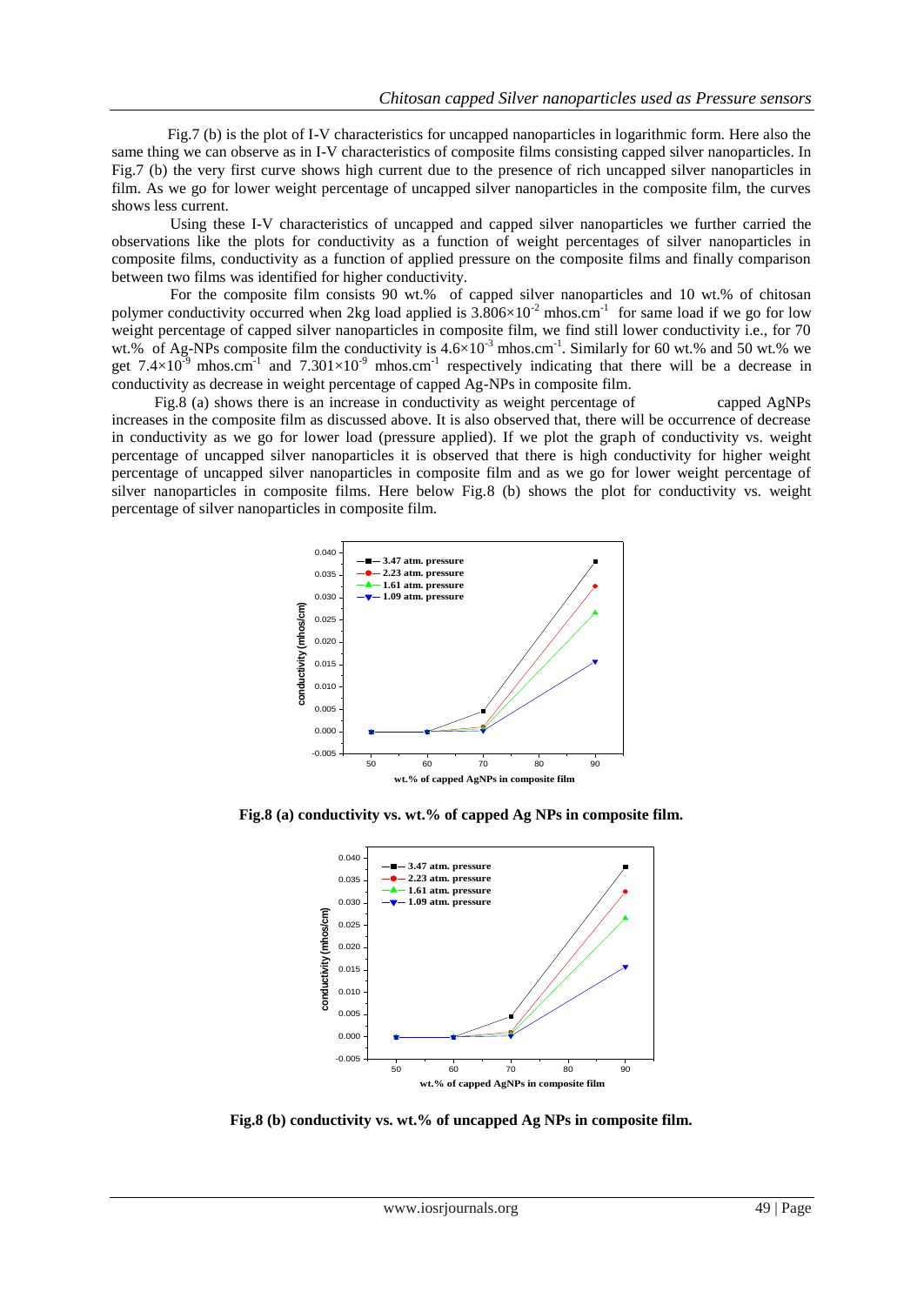Fig.7 (b) is the plot of I-V characteristics for uncapped nanoparticles in logarithmic form. Here also the same thing we can observe as in I-V characteristics of composite films consisting capped silver nanoparticles. In Fig.7 (b) the very first curve shows high current due to the presence of rich uncapped silver nanoparticles in film. As we go for lower weight percentage of uncapped silver nanoparticles in the composite film, the curves shows less current.

Using these I-V characteristics of uncapped and capped silver nanoparticles we further carried the observations like the plots for conductivity as a function of weight percentages of silver nanoparticles in composite films, conductivity as a function of applied pressure on the composite films and finally comparison between two films was identified for higher conductivity.

For the composite film consists 90 wt.% of capped silver nanoparticles and 10 wt.% of chitosan polymer conductivity occurred when 2kg load applied is $3.806\times10^{-2}$ mhos.cm$^{-1}$ for same load if we go for low weight percentage of capped silver nanoparticles in composite film, we find still lower conductivity i.e., for 70 wt.% of Ag-NPs composite film the conductivity is $4.6\times10^{-3}$ mhos.cm$^{-1}$. Similarly for 60 wt.% and 50 wt.% we get $7.4\times10^{-9}$ mhos.cm$^{-1}$ and $7.301\times10^{-9}$ mhos.cm$^{-1}$ respectively indicating that there will be a decrease in conductivity as decrease in weight percentage of capped Ag-NPs in composite film.

Fig.8 (a) shows there is an increase in conductivity as weight percentage of capped AgNPs increases in the composite film as discussed above. It is also observed that, there will be occurrence of decrease in conductivity as we go for lower load (pressure applied). If we plot the graph of conductivity vs. weight percentage of uncapped silver nanoparticles it is observed that there is high conductivity for higher weight percentage of uncapped silver nanoparticles in composite film and as we go for lower weight percentage of silver nanoparticles in composite films. Here below Fig.8 (b) shows the plot for conductivity vs. weight percentage of silver nanoparticles in composite film.

**Fig.8 (a) conductivity vs. wt.% of capped Ag NPs in composite film.**

**Fig.8 (b) conductivity vs. wt.% of uncapped Ag NPs in composite film.**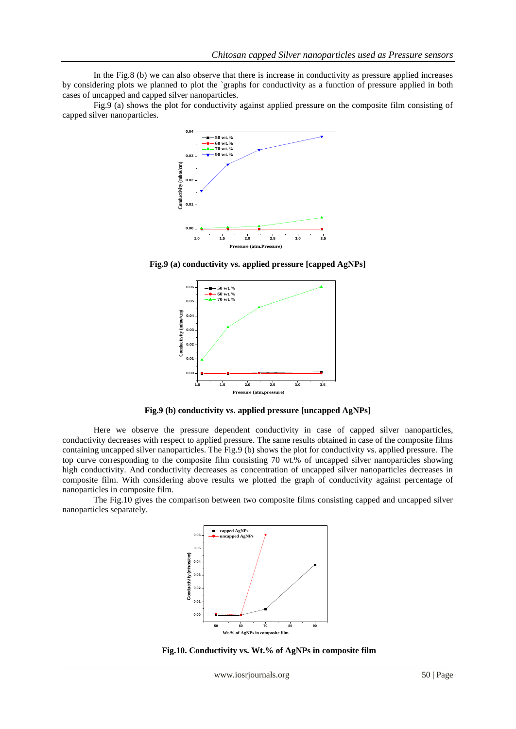In the Fig.8 (b) we can also observe that there is increase in conductivity as pressure applied increases by considering plots we planned to plot the `graphs for conductivity as a function of pressure applied in both cases of uncapped and capped silver nanoparticles.

Fig.9 (a) shows the plot for conductivity against applied pressure on the composite film consisting of capped silver nanoparticles.

**Fig.9 (a) conductivity vs. applied pressure [capped AgNPs]**

**Fig.9 (b) conductivity vs. applied pressure [uncapped AgNPs]**

Here we observe the pressure dependent conductivity in case of capped silver nanoparticles, conductivity decreases with respect to applied pressure. The same results obtained in case of the composite films containing uncapped silver nanoparticles. The Fig.9 (b) shows the plot for conductivity vs. applied pressure. The top curve corresponding to the composite film consisting 70 wt.% of uncapped silver nanoparticles showing high conductivity. And conductivity decreases as concentration of uncapped silver nanoparticles decreases in composite film. With considering above results we plotted the graph of conductivity against percentage of nanoparticles in composite film.

The Fig.10 gives the comparison between two composite films consisting capped and uncapped silver nanoparticles separately.

**Fig.10. Conductivity vs. Wt.% of AgNPs in composite film**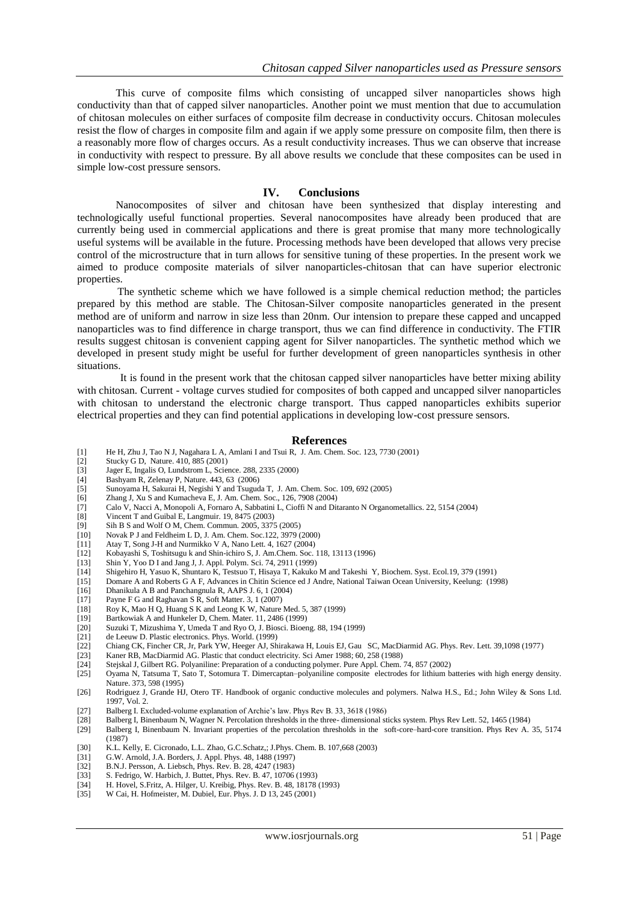This curve of composite films which consisting of uncapped silver nanoparticles shows high conductivity than that of capped silver nanoparticles. Another point we must mention that due to accumulation of chitosan molecules on either surfaces of composite film decrease in conductivity occurs. Chitosan molecules resist the flow of charges in composite film and again if we apply some pressure on composite film, then there is a reasonably more flow of charges occurs. As a result conductivity increases. Thus we can observe that increase in conductivity with respect to pressure. By all above results we conclude that these composites can be used in simple low-cost pressure sensors.

## IV. Conclusions

Nanocomposites of silver and chitosan have been synthesized that display interesting and technologically useful functional properties. Several nanocomposites have already been produced that are currently being used in commercial applications and there is great promise that many more technologically useful systems will be available in the future. Processing methods have been developed that allows very precise control of the microstructure that in turn allows for sensitive tuning of these properties. In the present work we aimed to produce composite materials of silver nanoparticles-chitosan that can have superior electronic properties.

The synthetic scheme which we have followed is a simple chemical reduction method; the particles prepared by this method are stable. The Chitosan-Silver composite nanoparticles generated in the present method are of uniform and narrow in size less than 20nm. Our intension to prepare these capped and uncapped nanoparticles was to find difference in charge transport, thus we can find difference in conductivity. The FTIR results suggest chitosan is convenient capping agent for Silver nanoparticles. The synthetic method which we developed in present study might be useful for further development of green nanoparticles synthesis in other situations.

It is found in the present work that the chitosan capped silver nanoparticles have better mixing ability with chitosan. Current - voltage curves studied for composites of both capped and uncapped silver nanoparticles with chitosan to understand the electronic charge transport. Thus capped nanoparticles exhibits superior electrical properties and they can find potential applications in developing low-cost pressure sensors.

## References

[1] He H, Zhu J, Tao N J, Nagahara L A, Amlani I and Tsui R, J. Am. Chem. Soc. 123, 7730 (2001)
[2] Stucky G D, Nature. 410, 885 (2001)
[3] Jager E, Ingalis O, Lundstrom L, Science. 288, 2335 (2000)
[4] Bashyam R, Zelenay P, Nature. 443, 63 (2006)
[5] Sunoyama H, Sakurai H, Negishi Y and Tsuguda T, J. Am. Chem. Soc. 109, 692 (2005)
[6] Zhang J, Xu S and Kumacheva E, J. Am. Chem. Soc., 126, 7908 (2004)
[7] Calo V, Nacci A, Monopoli A, Fornaro A, Sabbatini L, Cioffi N and Ditaranto N Organometallics. 22, 5154 (2004)
[8] Vincent T and Guibal E, Langmuir. 19, 8475 (2003)
[9] Sih B S and Wolf O M, Chem. Commun. 2005, 3375 (2005)
[10] Novak P J and Feldheim L D, J. Am. Chem. Soc.122, 3979 (2000)
[11] Atay T, Song J-H and Nurmikko V A, Nano Lett. 4, 1627 (2004)
[12] Kobayashi S, Toshitsugu k and Shin-ichiro S, J. Am.Chem. Soc. 118, 13113 (1996)
[13] Shin Y, Yoo D I and Jang J, J. Appl. Polym. Sci. 74, 2911 (1999)
[14] Shigehiro H, Yasuo K, Shuntaro K, Testsuo T, Hisaya T, Kakuko M and Takeshi Y, Biochem. Syst. Ecol.19, 379 (1991)
[15] Domare A and Roberts G A F, Advances in Chitin Science ed J Andre, National Taiwan Ocean University, Keelung: (1998)
[16] Dhanikula A B and Panchangnula R, AAPS J. 6, 1 (2004)
[17] Payne F G and Raghavan S R, Soft Matter. 3, 1 (2007)
[18] Roy K, Mao H Q, Huang S K and Leong K W, Nature Med. 5, 387 (1999)
[19] Bartkowiak A and Hunkeler D, Chem. Mater. 11, 2486 (1999)
[20] Suzuki T, Mizushima Y, Umeda T and Ryo O, J. Biosci. Bioeng. 88, 194 (1999)
[21] de Leeuw D. Plastic electronics. Phys. World. (1999)
[22] Chiang CK, Fincher CR, Jr, Park YW, Heeger AJ, Shirakawa H, Louis EJ, Gau SC, MacDiarmid AG. Phys. Rev. Lett. 39,1098 (1977)
[23] Kaner RB, MacDiarmid AG. Plastic that conduct electricity. Sci Amer 1988; 60, 258 (1988)
[24] Stejskal J, Gilbert RG. Polyaniline: Preparation of a conducting polymer. Pure Appl. Chem. 74, 857 (2002)
[25] Oyama N, Tatsuma T, Sato T, Sotomura T. Dimercaptan–polyaniline composite electrodes for lithium batteries with high energy density. Nature. 373, 598 (1995)
[26] Rodriguez J, Grande HJ, Otero TF. Handbook of organic conductive molecules and polymers. Nalwa H.S., Ed.; John Wiley & Sons Ltd. 1997, Vol. 2.
[27] Balberg I. Excluded-volume explanation of Archie's law. Phys Rev B. 33, 3618 (1986)
[28] Balberg I, Binenbaum N, Wagner N. Percolation thresholds in the three- dimensional sticks system. Phys Rev Lett. 52, 1465 (1984)
[29] Balberg I, Binenbaum N. Invariant properties of the percolation thresholds in the soft-core–hard-core transition. Phys Rev A. 35, 5174 (1987)
[30] K.L. Kelly, E. Cicronado, L.L. Zhao, G.C.Schatz,; J.Phys. Chem. B. 107,668 (2003)
[31] G.W. Arnold, J.A. Borders, J. Appl. Phys. 48, 1488 (1997)
[32] B.N.J. Persson, A. Liebsch, Phys. Rev. B. 28, 4247 (1983)
[33] S. Fedrigo, W. Harbich, J. Buttet, Phys. Rev. B. 47, 10706 (1993)
[34] H. Hovel, S.Fritz, A. Hilger, U. Kreibig, Phys. Rev. B. 48, 18178 (1993)
[35] W Cai, H. Hofmeister, M. Dubiel, Eur. Phys. J. D 13, 245 (2001)